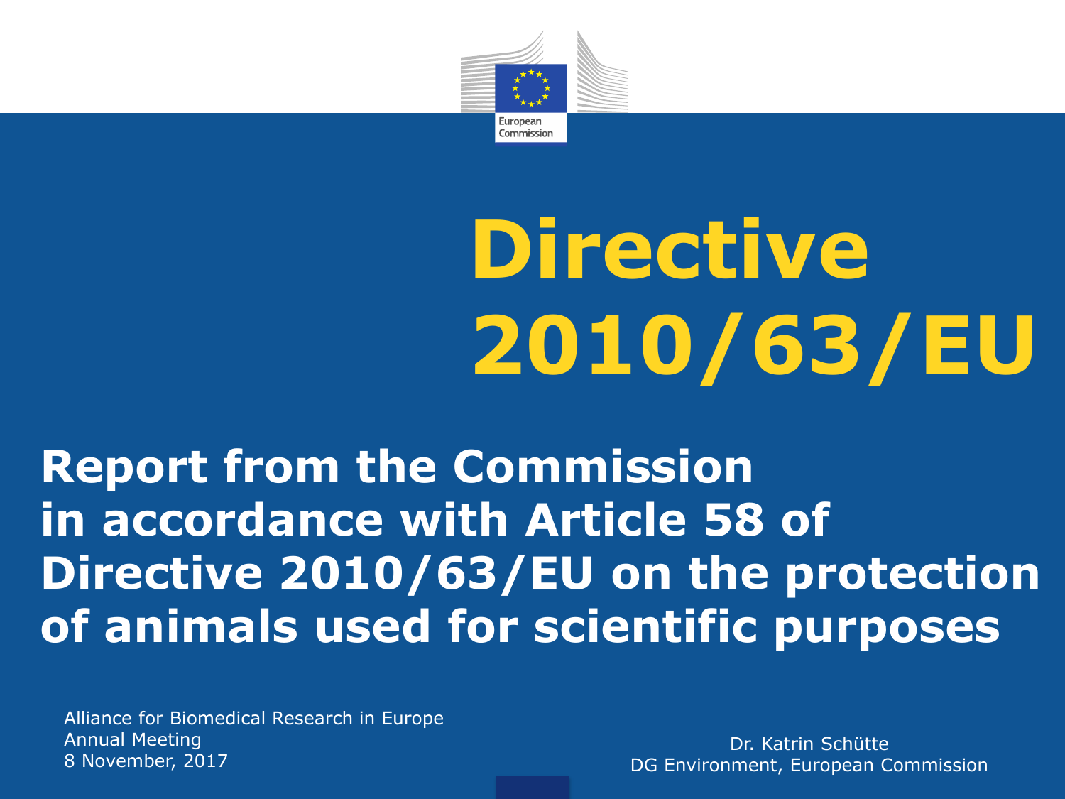European Commission

# Directive 2010/63/EU

## Report from the Commission in accordance with Article 58 of Directive 2010/63/EU on the protection of animals used for scientific purposes

Alliance for Biomedical Research in Europe
Annual Meeting
8 November, 2017

Dr. Katrin Schütte
DG Environment, European Commission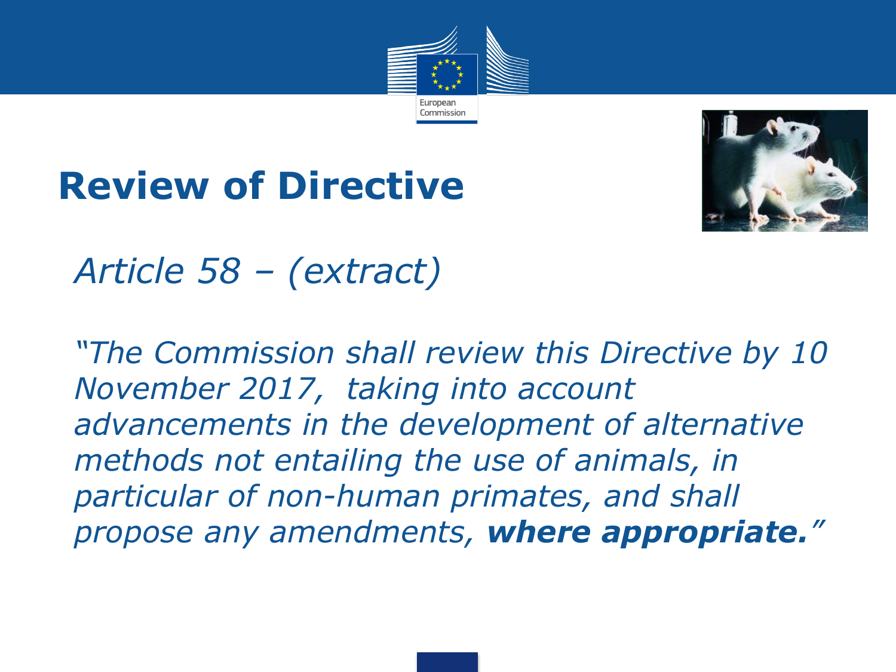# Review of Directive

*Article 58 – (extract)*

*"The Commission shall review this Directive by 10 November 2017, taking into account advancements in the development of alternative methods not entailing the use of animals, in particular of non-human primates, and shall propose any amendments, **where appropriate.**"*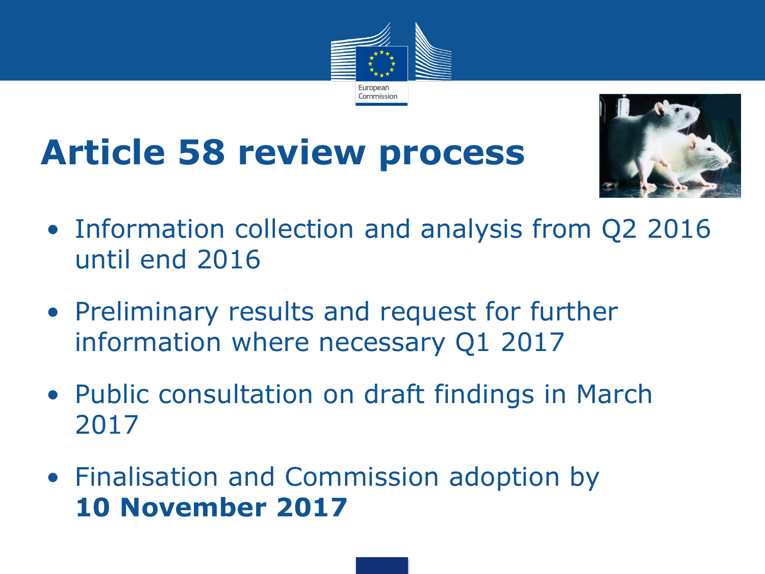# Article 58 review process

- Information collection and analysis from Q2 2016 until end 2016
- Preliminary results and request for further information where necessary Q1 2017
- Public consultation on draft findings in March 2017
- Finalisation and Commission adoption by **10 November 2017**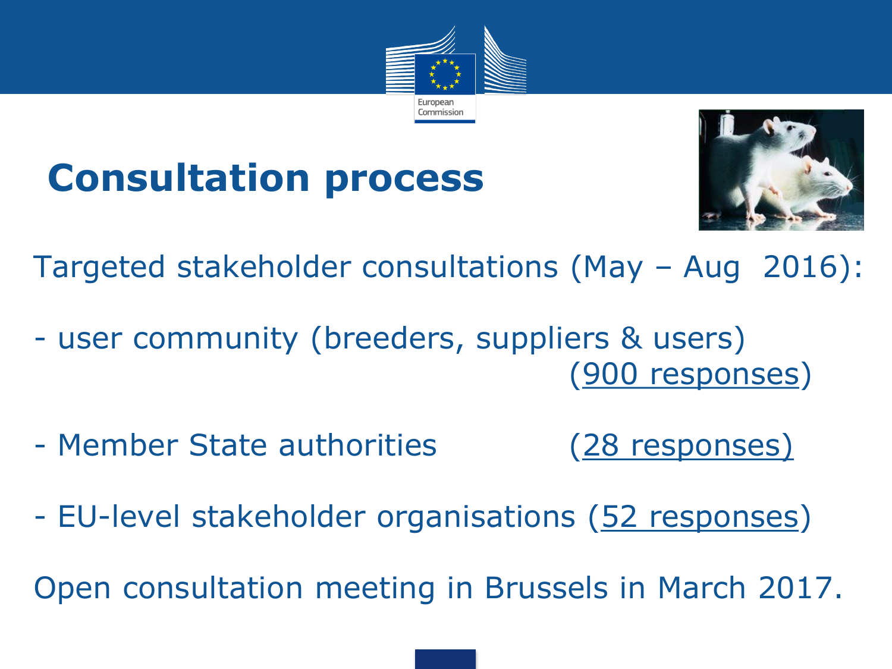# Consultation process

Targeted stakeholder consultations (May – Aug 2016):

- user community (breeders, suppliers & users) (900 responses)
- Member State authorities (28 responses)
- EU-level stakeholder organisations (52 responses)

Open consultation meeting in Brussels in March 2017.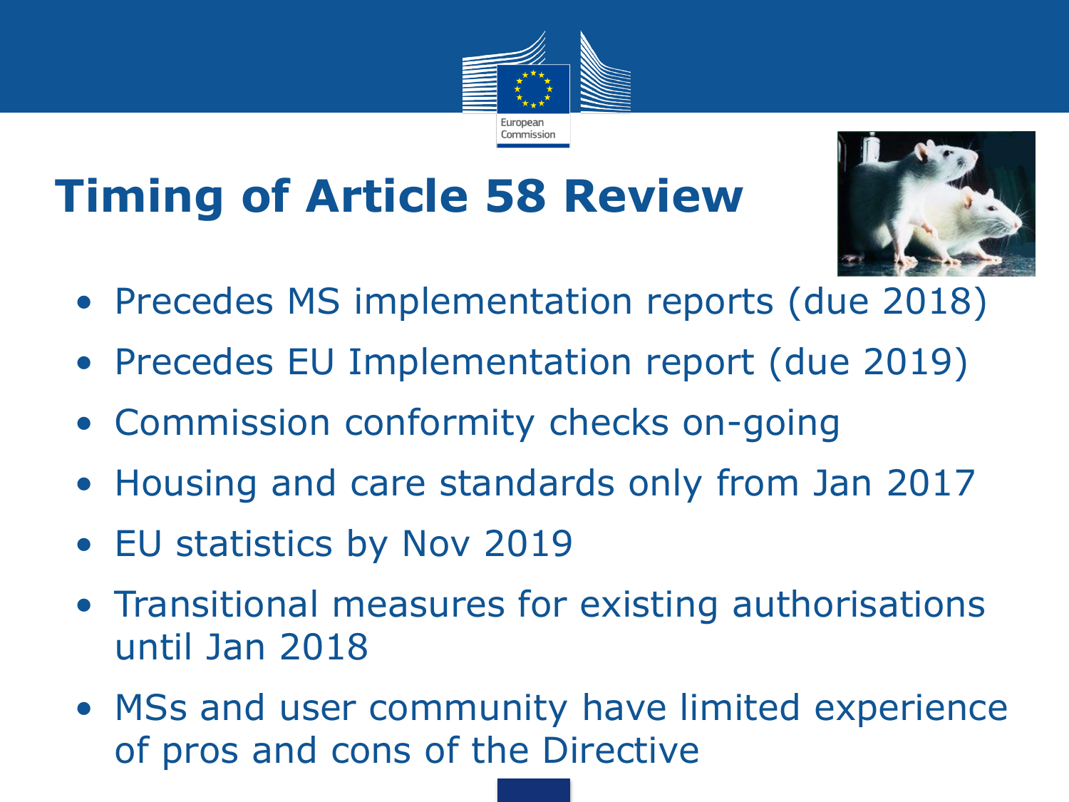# Timing of Article 58 Review

- Precedes MS implementation reports (due 2018)
- Precedes EU Implementation report (due 2019)
- Commission conformity checks on-going
- Housing and care standards only from Jan 2017
- EU statistics by Nov 2019
- Transitional measures for existing authorisations until Jan 2018
- MSs and user community have limited experience of pros and cons of the Directive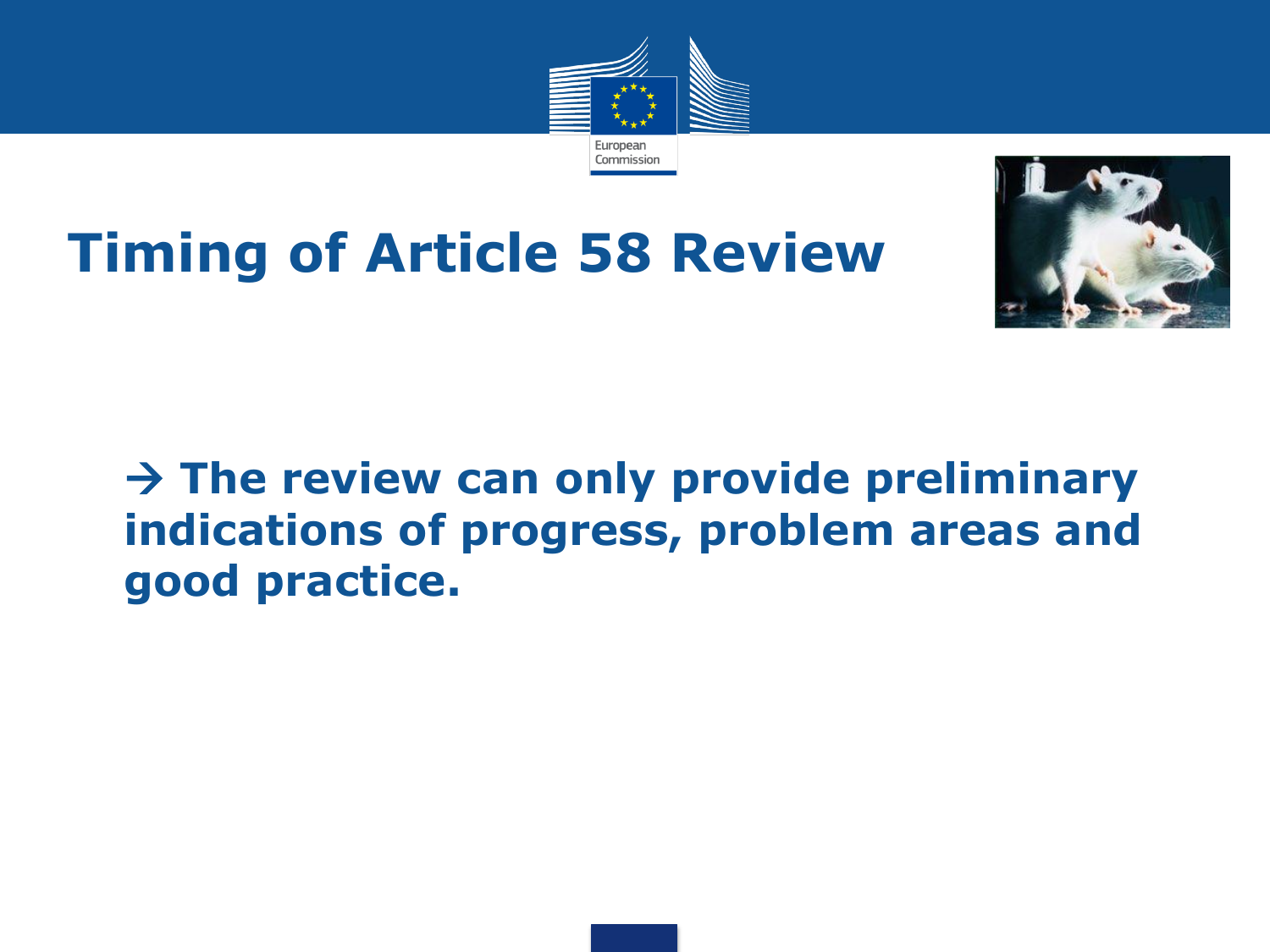# Timing of Article 58 Review

**→ The review can only provide preliminary indications of progress, problem areas and good practice.**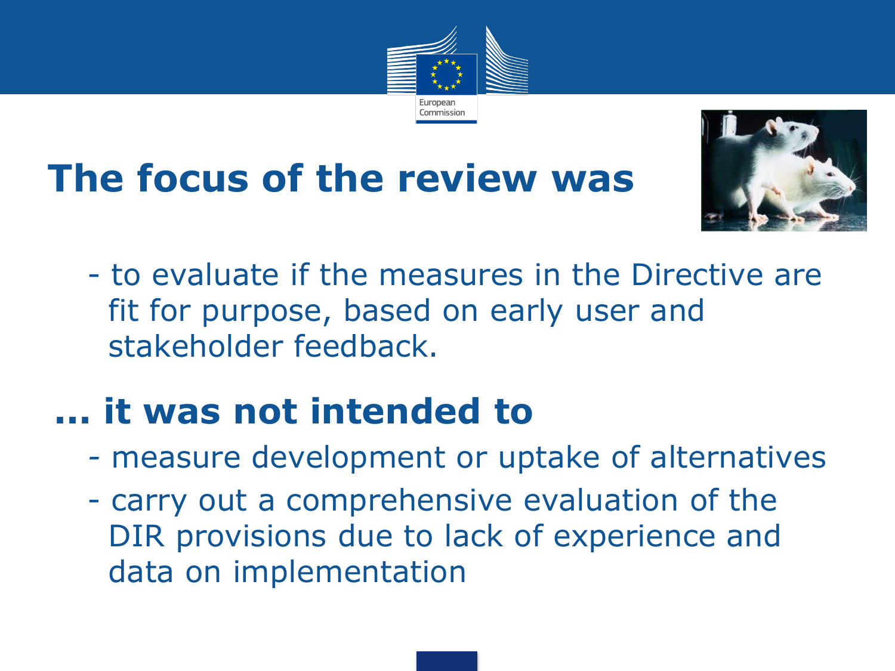# The focus of the review was

- to evaluate if the measures in the Directive are fit for purpose, based on early user and stakeholder feedback.

# … it was not intended to

- measure development or uptake of alternatives
- carry out a comprehensive evaluation of the DIR provisions due to lack of experience and data on implementation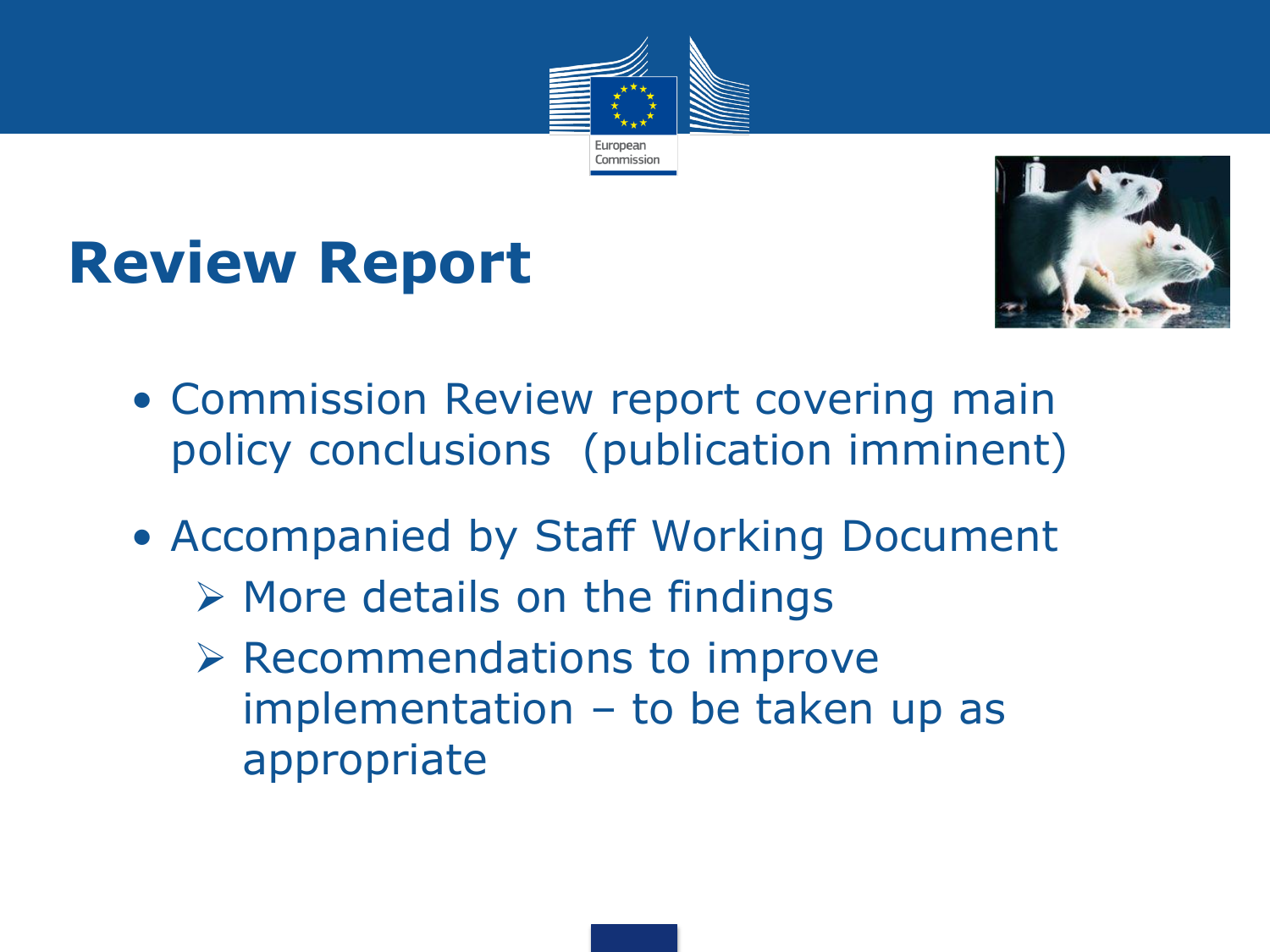# Review Report

- Commission Review report covering main policy conclusions (publication imminent)
- Accompanied by Staff Working Document
  - More details on the findings
  - Recommendations to improve implementation – to be taken up as appropriate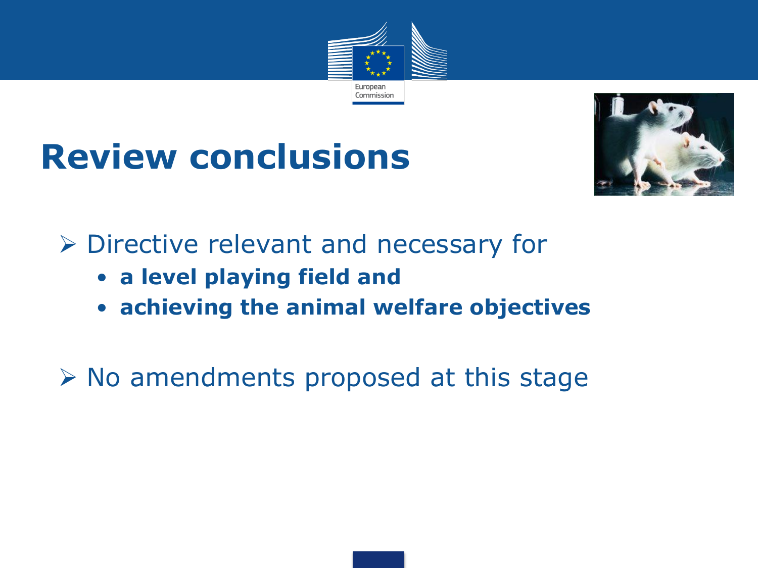# Review conclusions

- Directive relevant and necessary for
  - **a level playing field and**
  - **achieving the animal welfare objectives**

- No amendments proposed at this stage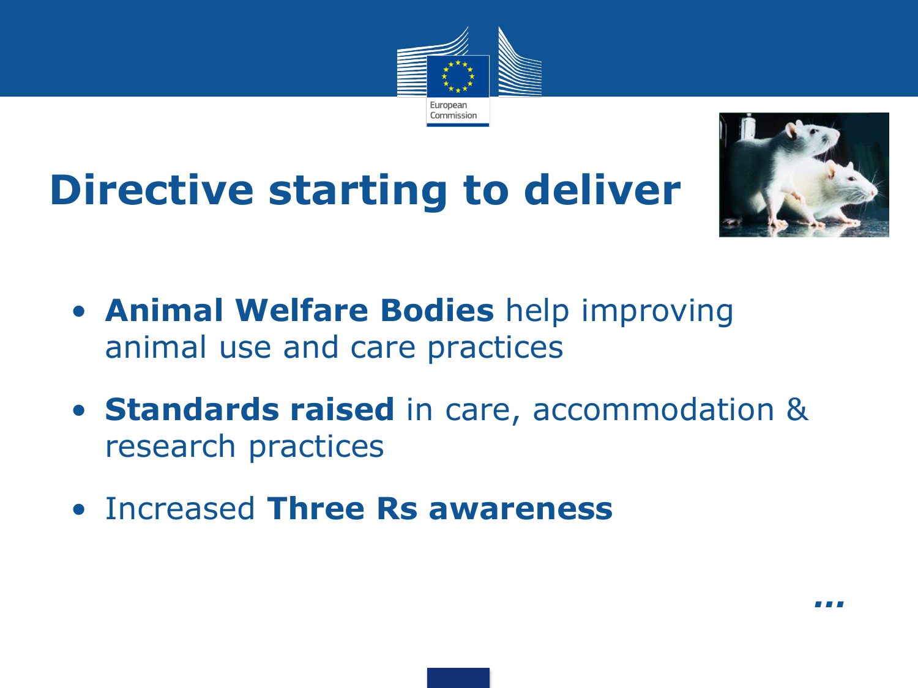# Directive starting to deliver

- **Animal Welfare Bodies** help improving animal use and care practices
- **Standards raised** in care, accommodation & research practices
- Increased **Three Rs awareness**

…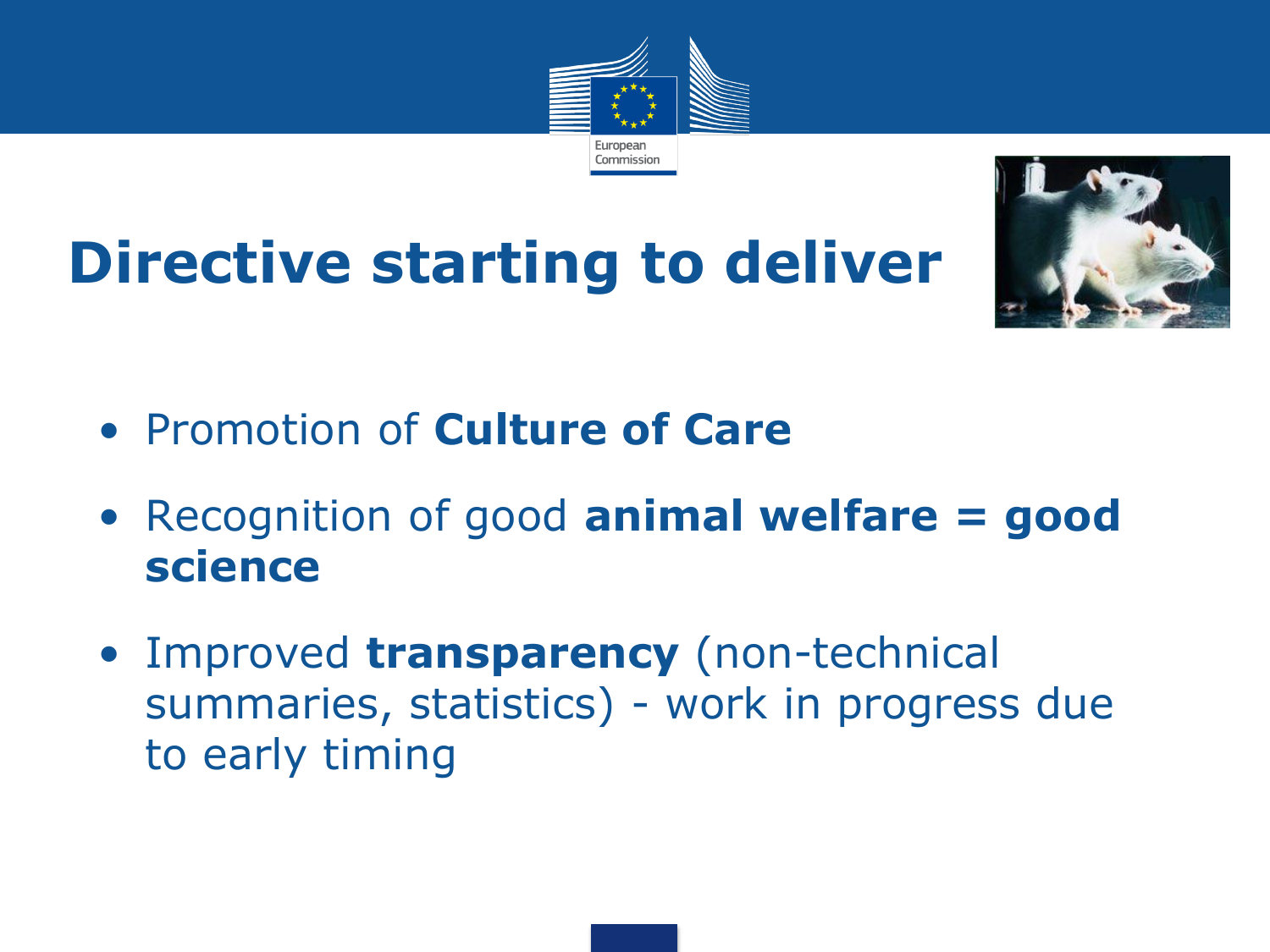# Directive starting to deliver

- Promotion of **Culture of Care**
- Recognition of good **animal welfare = good science**
- Improved **transparency** (non-technical summaries, statistics) - work in progress due to early timing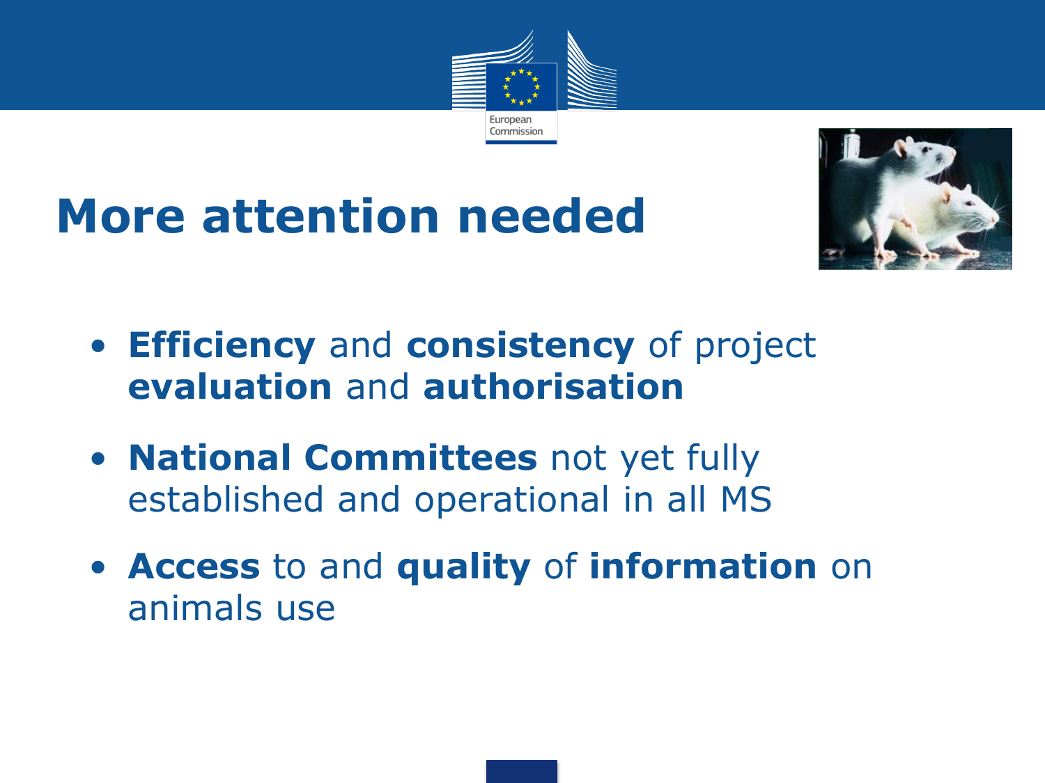# More attention needed

- **Efficiency** and **consistency** of project **evaluation** and **authorisation**
- **National Committees** not yet fully established and operational in all MS
- **Access** to and **quality** of **information** on animals use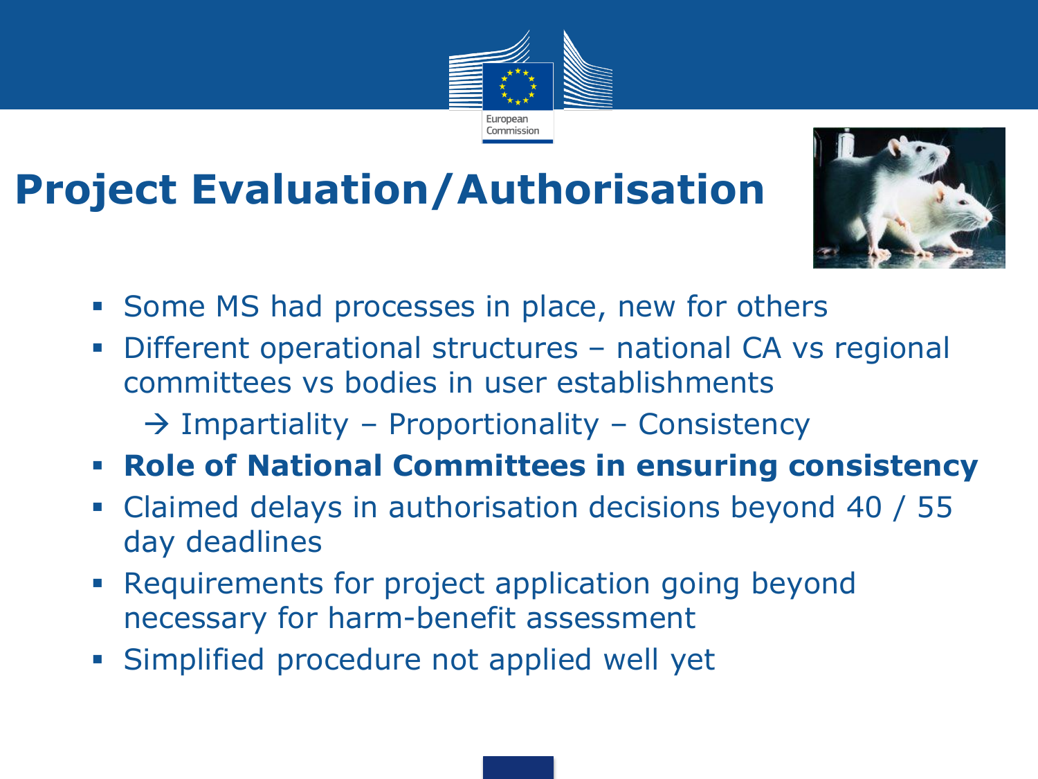# Project Evaluation/Authorisation

- Some MS had processes in place, new for others
- Different operational structures – national CA vs regional committees vs bodies in user establishments
  - → Impartiality – Proportionality – Consistency
- **Role of National Committees in ensuring consistency**
- Claimed delays in authorisation decisions beyond 40 / 55 day deadlines
- Requirements for project application going beyond necessary for harm-benefit assessment
- Simplified procedure not applied well yet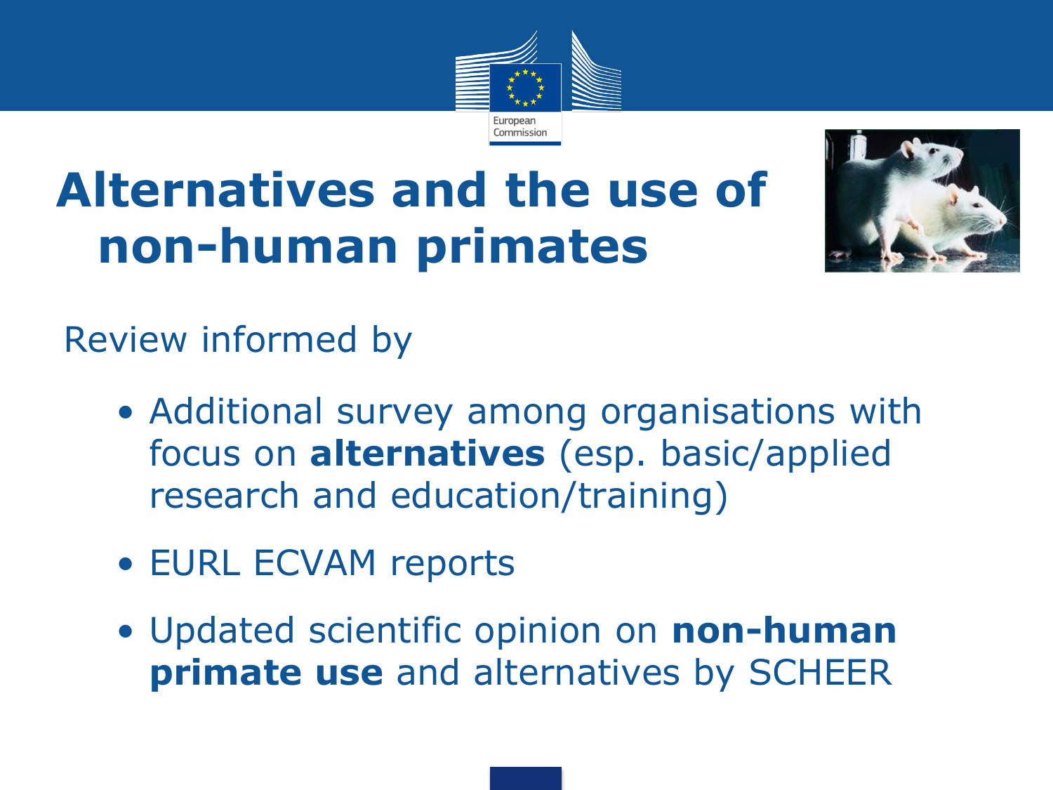# Alternatives and the use of non-human primates

Review informed by

- Additional survey among organisations with focus on **alternatives** (esp. basic/applied research and education/training)
- EURL ECVAM reports
- Updated scientific opinion on **non-human primate use** and alternatives by SCHEER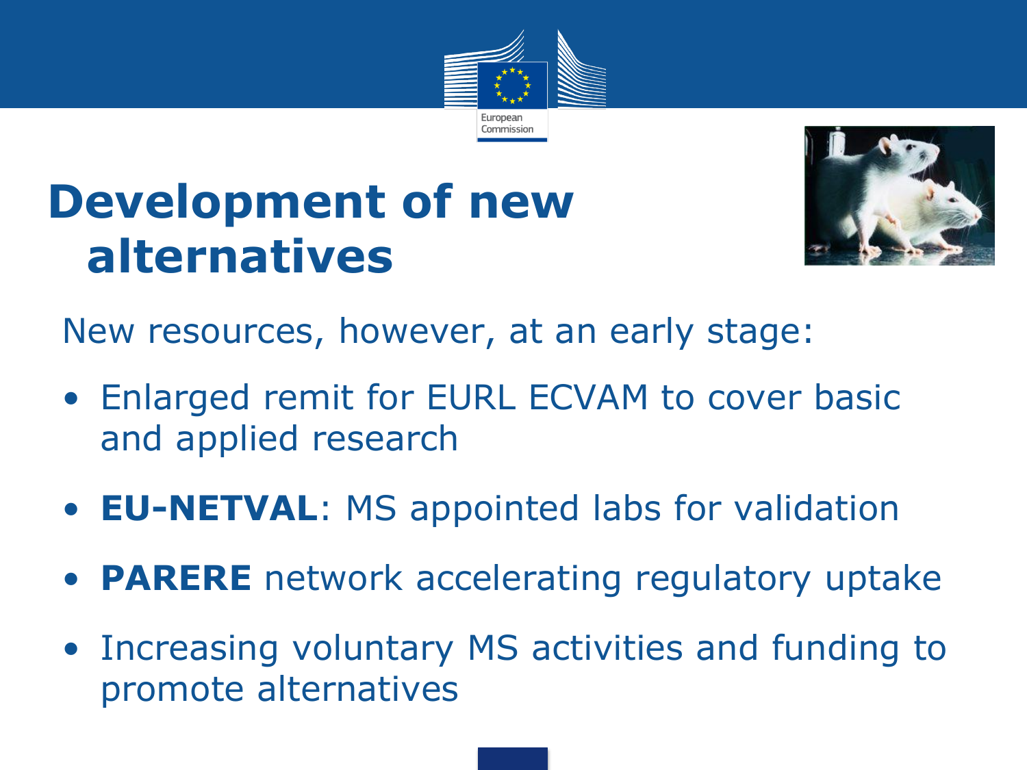# Development of new alternatives

New resources, however, at an early stage:

- Enlarged remit for EURL ECVAM to cover basic and applied research
- **EU-NETVAL**: MS appointed labs for validation
- **PARERE** network accelerating regulatory uptake
- Increasing voluntary MS activities and funding to promote alternatives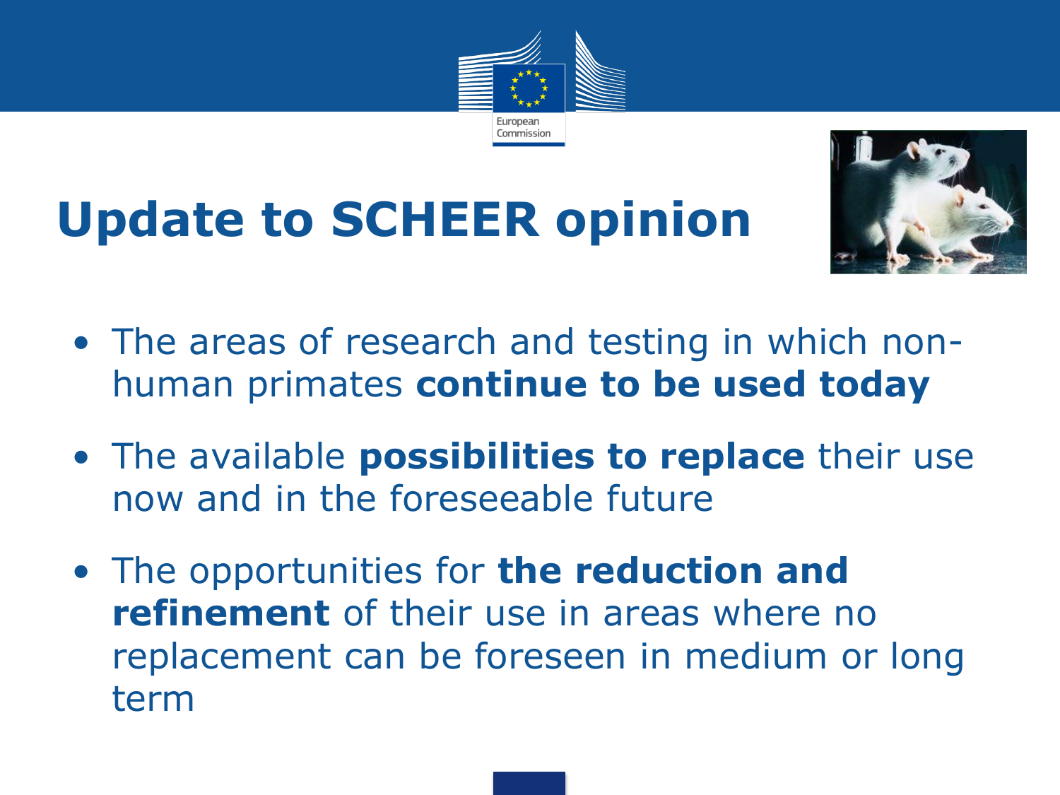# Update to SCHEER opinion

- The areas of research and testing in which non-human primates **continue to be used today**
- The available **possibilities to replace** their use now and in the foreseeable future
- The opportunities for **the reduction and refinement** of their use in areas where no replacement can be foreseen in medium or long term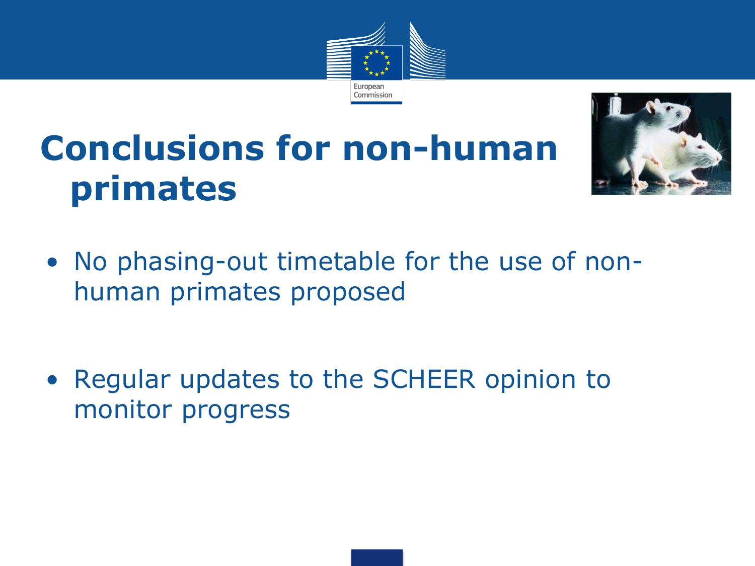# Conclusions for non-human primates

- No phasing-out timetable for the use of non-human primates proposed

- Regular updates to the SCHEER opinion to monitor progress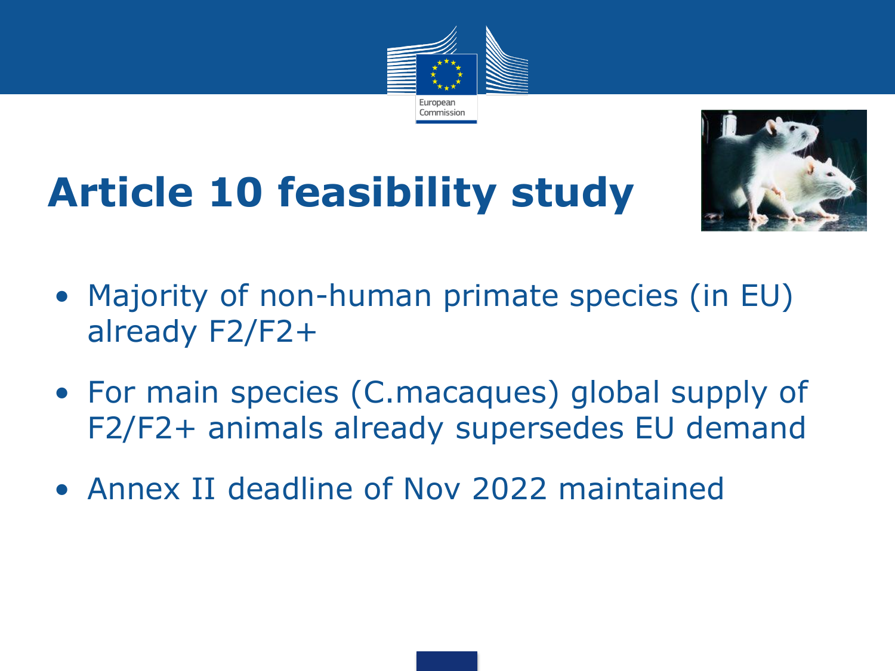# Article 10 feasibility study

- Majority of non-human primate species (in EU) already F2/F2+
- For main species (C.macaques) global supply of F2/F2+ animals already supersedes EU demand
- Annex II deadline of Nov 2022 maintained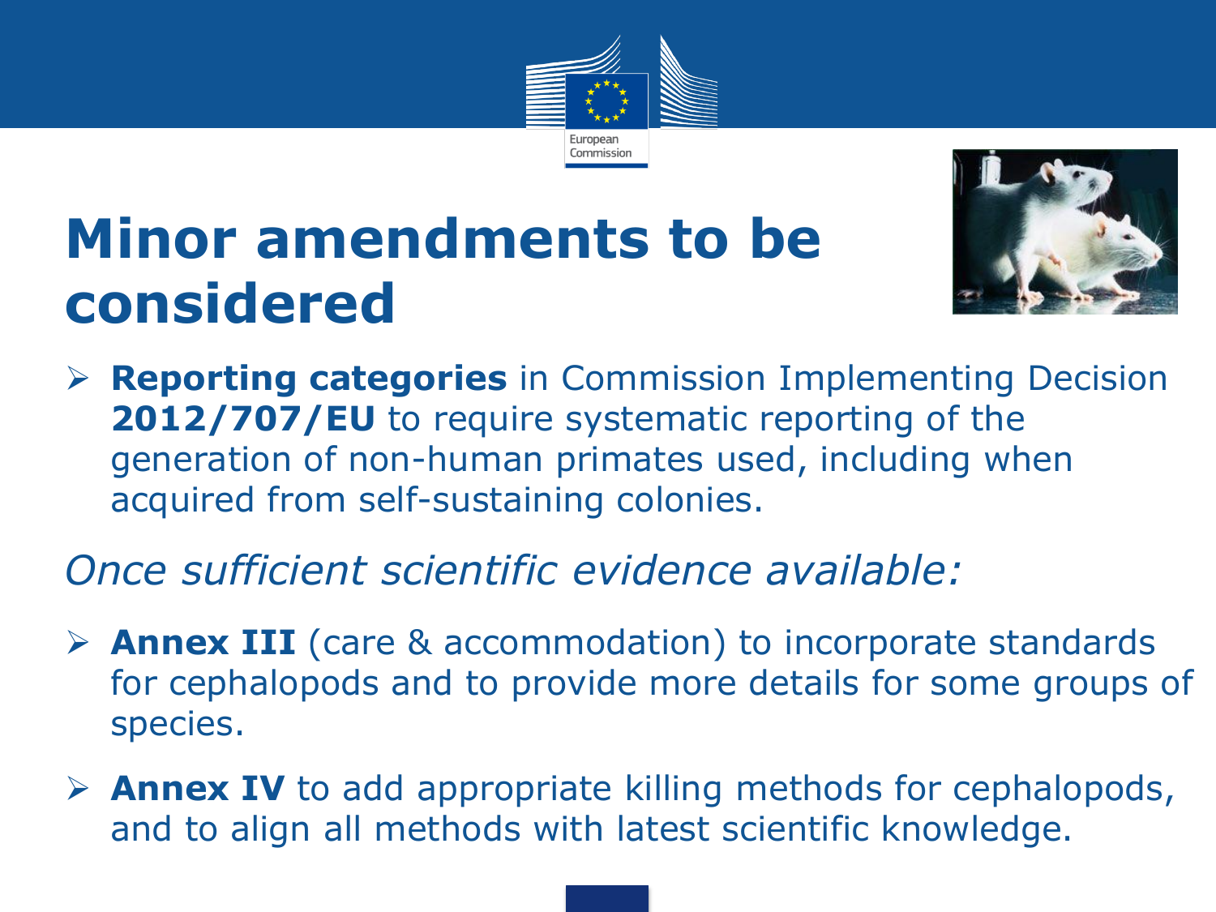# Minor amendments to be considered

- **Reporting categories** in Commission Implementing Decision **2012/707/EU** to require systematic reporting of the generation of non-human primates used, including when acquired from self-sustaining colonies.

*Once sufficient scientific evidence available:*

- **Annex III** (care & accommodation) to incorporate standards for cephalopods and to provide more details for some groups of species.
- **Annex IV** to add appropriate killing methods for cephalopods, and to align all methods with latest scientific knowledge.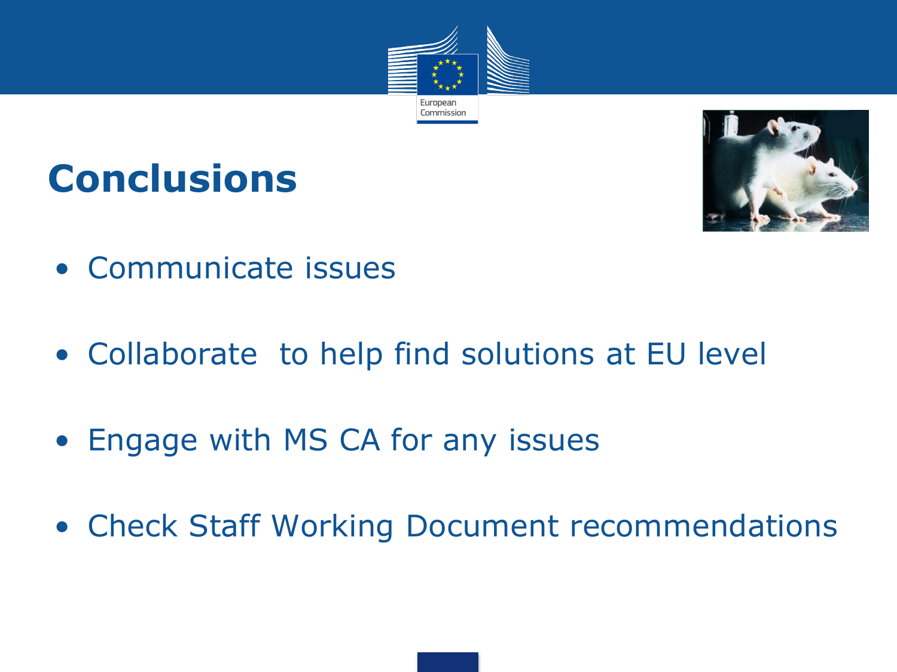# Conclusions

- Communicate issues
- Collaborate  to help find solutions at EU level
- Engage with MS CA for any issues
- Check Staff Working Document recommendations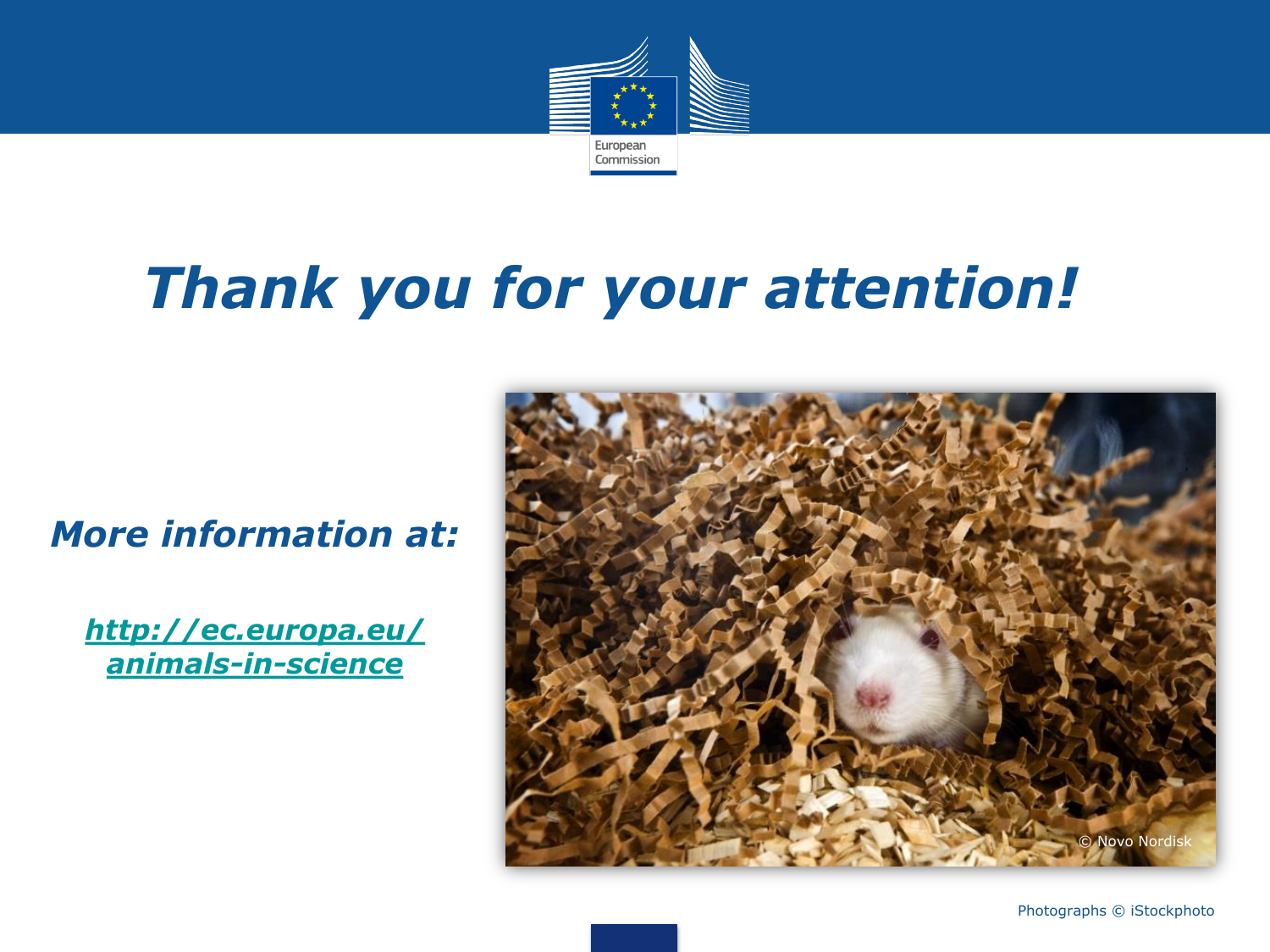# *Thank you for your attention!*

***More information at:***

***[http://ec.europa.eu/animals-in-science](http://ec.europa.eu/animals-in-science)***

© Novo Nordisk

Photographs © iStockphoto